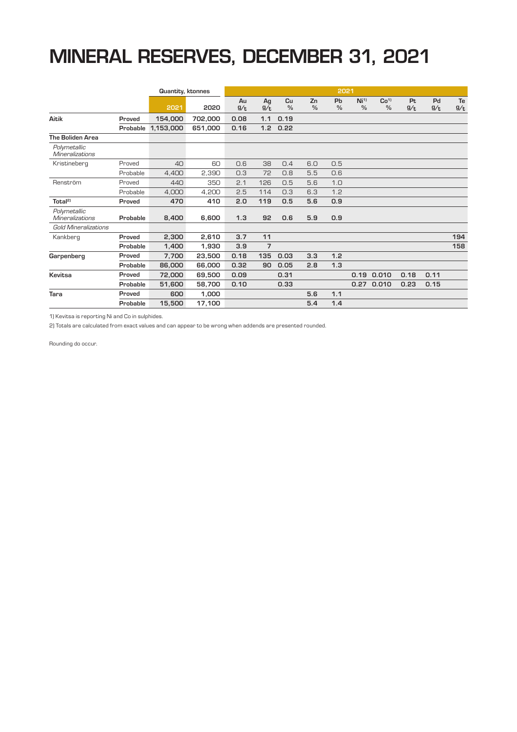# MINERAL RESERVES, DECEMBER 31, 2021

| | | Quantity, ktonnes | | 2021 | | | | | | | | | | |
|---|---|---|---|---|---|---|---|---|---|---|---|---|---|---|
| | | 2021 | 2020 | Au g/t | Ag g/t | Cu % | Zn % | Pb % | Ni[1] % | Co[1] % | Pt g/t | Pd g/t | Te g/t |
| **Aitik** | **Proved** | **154,000** | **702,000** | **0.08** | **1.1** | **0.19** | | | | | | | |
| | **Probable** | **1,153,000** | **651,000** | **0.16** | **1.2** | **0.22** | | | | | | | |
| **The Boliden Area** | | | | | | | | | | | | | |
| *Polymetallic Mineralizations* | | | | | | | | | | | | | |
| Kristineberg | Proved | 40 | 60 | 0.6 | 38 | 0.4 | 6.0 | 0.5 | | | | | |
| | Probable | 4,400 | 2,390 | 0.3 | 72 | 0.8 | 5.5 | 0.6 | | | | | |
| Renström | Proved | 440 | 350 | 2.1 | 126 | 0.5 | 5.6 | 1.0 | | | | | |
| | Probable | 4,000 | 4,200 | 2.5 | 114 | 0.3 | 6.3 | 1.2 | | | | | |
| **Total[2]** | **Proved** | **470** | **410** | **2.0** | **119** | **0.5** | **5.6** | **0.9** | | | | | |
| *Polymetallic Mineralizations* | **Probable** | **8,400** | **6,600** | **1.3** | **92** | **0.6** | **5.9** | **0.9** | | | | | |
| *Gold Mineralizations* | | | | | | | | | | | | | |
| Kankberg | **Proved** | **2,300** | **2,610** | **3.7** | **11** | | | | | | | | **194** |
| | **Probable** | **1,400** | **1,930** | **3.9** | **7** | | | | | | | | **158** |
| **Garpenberg** | **Proved** | **7,700** | **23,500** | **0.18** | **135** | **0.03** | **3.3** | **1.2** | | | | | |
| | **Probable** | **86,000** | **66,000** | **0.32** | **90** | **0.05** | **2.8** | **1.3** | | | | | |
| **Kevitsa** | **Proved** | **72,000** | **69,500** | **0.09** | | **0.31** | | | **0.19** | **0.010** | **0.18** | **0.11** | |
| | **Probable** | **51,600** | **58,700** | **0.10** | | **0.33** | | | **0.27** | **0.010** | **0.23** | **0.15** | |
| **Tara** | **Proved** | **600** | **1,000** | | | | **5.6** | **1.1** | | | | | |
| | **Probable** | **15,500** | **17,100** | | | | **5.4** | **1.4** | | | | | |

1) Kevitsa is reporting Ni and Co in sulphides.

2) Totals are calculated from exact values and can appear to be wrong when addends are presented rounded.

Rounding do occur.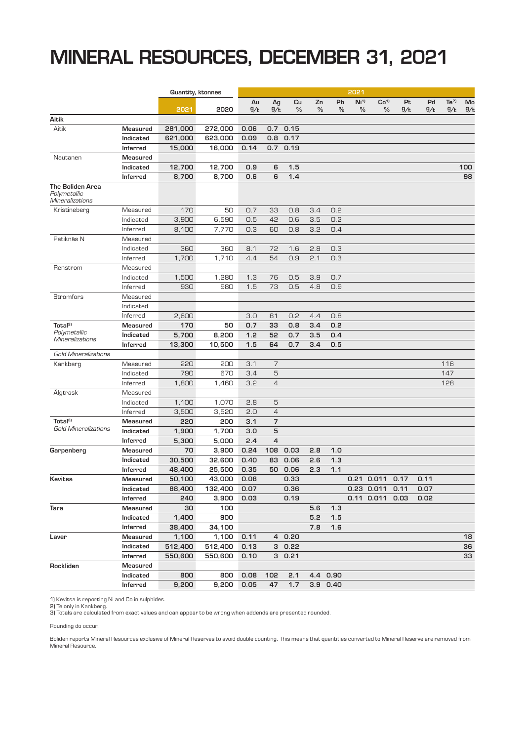# MINERAL RESOURCES, DECEMBER 31, 2021

| | | Quantity, ktonnes | | 2021 | | | | | | | | | | | |
|---|---|---|---|---|---|---|---|---|---|---|---|---|---|---|---|
| | | 2021 | 2020 | Au g/t | Ag g/t | Cu % | Zn % | Pb % | Ni[1] % | Co[1] % | Pt g/t | Pd g/t | Te[2] g/t | Mo g/t |
| **Aitik** | | | | | | | | | | | | | | | |
| Aitik | **Measured** | **281,000** | **272,000** | **0.06** | **0.7** | **0.15** | | | | | | | | |
| | **Indicated** | **621,000** | **623,000** | **0.09** | **0.8** | **0.17** | | | | | | | | |
| | **Inferred** | **15,000** | **16,000** | **0.14** | **0.7** | **0.19** | | | | | | | | |
| Nautanen | **Measured** | | | | | | | | | | | | | |
| | **Indicated** | **12,700** | **12,700** | **0.9** | **6** | **1.5** | | | | | | | | **100** |
| | **Inferred** | **8,700** | **8,700** | **0.6** | **6** | **1.4** | | | | | | | | **98** |
| **The Boliden Area** *Polymetallic Mineralizations* | | | | | | | | | | | | | | |
| Kristineberg | Measured | 170 | 50 | 0.7 | 33 | 0.8 | 3.4 | 0.2 | | | | | | |
| | Indicated | 3,900 | 6,590 | 0.5 | 42 | 0.6 | 3.5 | 0.2 | | | | | | |
| | Inferred | 8,100 | 7,770 | 0.3 | 60 | 0.8 | 3.2 | 0.4 | | | | | | |
| Petiknäs N | Measured | | | | | | | | | | | | | |
| | Indicated | 360 | 360 | 8.1 | 72 | 1.6 | 2.8 | 0.3 | | | | | | |
| | Inferred | 1,700 | 1,710 | 4.4 | 54 | 0.9 | 2.1 | 0.3 | | | | | | |
| Renström | Measured | | | | | | | | | | | | | |
| | Indicated | 1,500 | 1,280 | 1.3 | 76 | 0.5 | 3.9 | 0.7 | | | | | | |
| | Inferred | 930 | 980 | 1.5 | 73 | 0.5 | 4.8 | 0.9 | | | | | | |
| Strömfors | Measured | | | | | | | | | | | | | |
| | Indicated | | | | | | | | | | | | | |
| | Inferred | 2,600 | | 3.0 | 81 | 0.2 | 4.4 | 0.8 | | | | | | |
| **Total**[3] *Polymetallic Mineralizations* | **Measured** | **170** | **50** | **0.7** | **33** | **0.8** | **3.4** | **0.2** | | | | | | |
| | **Indicated** | **5,700** | **8,200** | **1.2** | **52** | **0.7** | **3.5** | **0.4** | | | | | | |
| | **Inferred** | **13,300** | **10,500** | **1.5** | **64** | **0.7** | **3.4** | **0.5** | | | | | | |
| *Gold Mineralizations* | | | | | | | | | | | | | | |
| Kankberg | Measured | 220 | 200 | 3.1 | 7 | | | | | | | | 116 | |
| | Indicated | 790 | 670 | 3.4 | 5 | | | | | | | | 147 | |
| | Inferred | 1,800 | 1,460 | 3.2 | 4 | | | | | | | | 128 | |
| Älgträsk | Measured | | | | | | | | | | | | | |
| | Indicated | 1,100 | 1,070 | 2.8 | 5 | | | | | | | | | |
| | Inferred | 3,500 | 3,520 | 2.0 | 4 | | | | | | | | | |
| **Total**[3] *Gold Mineralizations* | **Measured** | **220** | **200** | **3.1** | **7** | | | | | | | | | |
| | **Indicated** | **1,900** | **1,700** | **3.0** | **5** | | | | | | | | | |
| | **Inferred** | **5,300** | **5,000** | **2.4** | **4** | | | | | | | | | |
| **Garpenberg** | **Measured** | **70** | **3,900** | **0.24** | **108** | **0.03** | **2.8** | **1.0** | | | | | | |
| | **Indicated** | **30,500** | **32,600** | **0.40** | **83** | **0.06** | **2.6** | **1.3** | | | | | | |
| | **Inferred** | **48,400** | **25,500** | **0.35** | **50** | **0.06** | **2.3** | **1.1** | | | | | | |
| **Kevitsa** | **Measured** | **50,100** | **43,000** | **0.08** | | **0.33** | | | **0.21** | **0.011** | **0.17** | **0.11** | | |
| | **Indicated** | **88,400** | **132,400** | **0.07** | | **0.36** | | | **0.23** | **0.011** | **0.11** | **0.07** | | |
| | **Inferred** | **240** | **3,900** | **0.03** | | **0.19** | | | **0.11** | **0.011** | **0.03** | **0.02** | | |
| **Tara** | **Measured** | **30** | **100** | | | | **5.6** | **1.3** | | | | | | |
| | **Indicated** | **1,400** | **900** | | | | **5.2** | **1.5** | | | | | | |
| | **Inferred** | **38,400** | **34,100** | | | | **7.8** | **1.6** | | | | | | |
| **Laver** | **Measured** | **1,100** | **1,100** | **0.11** | **4** | **0.20** | | | | | | | | **18** |
| | **Indicated** | **512,400** | **512,400** | **0.13** | **3** | **0.22** | | | | | | | | **36** |
| | **Inferred** | **550,600** | **550,600** | **0.10** | **3** | **0.21** | | | | | | | | **33** |
| **Rockliden** | **Measured** | | | | | | | | | | | | | |
| | **Indicated** | **800** | **800** | **0.08** | **102** | **2.1** | **4.4** | **0.90** | | | | | | |
| | **Inferred** | **9,200** | **9,200** | **0.05** | **47** | **1.7** | **3.9** | **0.40** | | | | | | |

1) Kevitsa is reporting Ni and Co in sulphides.
2) Te only in Kankberg.
3) Totals are calculated from exact values and can appear to be wrong when addends are presented rounded.

Rounding do occur.

Boliden reports Mineral Resources exclusive of Mineral Reserves to avoid double counting. This means that quantities converted to Mineral Reserve are removed from Mineral Resource.